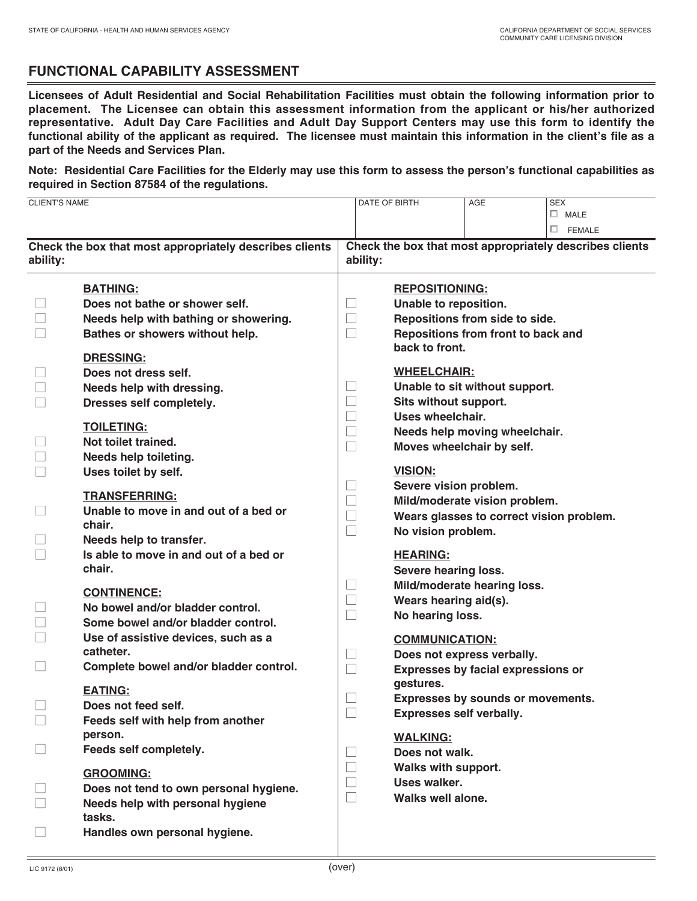STATE OF CALIFORNIA - HEALTH AND HUMAN SERVICES AGENCY

CALIFORNIA DEPARTMENT OF SOCIAL SERVICES
COMMUNITY CARE LICENSING DIVISION

# FUNCTIONAL CAPABILITY ASSESSMENT

**Licensees of Adult Residential and Social Rehabilitation Facilities must obtain the following information prior to placement. The Licensee can obtain this assessment information from the applicant or his/her authorized representative. Adult Day Care Facilities and Adult Day Support Centers may use this form to identify the functional ability of the applicant as required. The licensee must maintain this information in the client's file as a part of the Needs and Services Plan.**

**Note: Residential Care Facilities for the Elderly may use this form to assess the person's functional capabilities as required in Section 87584 of the regulations.**

| CLIENT'S NAME | DATE OF BIRTH | AGE | SEX |
|---|---|---|---|
| | | | ☐ MALE ☐ FEMALE |

**Check the box that most appropriately describes clients ability:**

**BATHING:**
- ☐ Does not bathe or shower self.
- ☐ Needs help with bathing or showering.
- ☐ Bathes or showers without help.

**DRESSING:**
- ☐ Does not dress self.
- ☐ Needs help with dressing.
- ☐ Dresses self completely.

**TOILETING:**
- ☐ Not toilet trained.
- ☐ Needs help toileting.
- ☐ Uses toilet by self.

**TRANSFERRING:**
- ☐ Unable to move in and out of a bed or chair.
- ☐ Needs help to transfer.
- ☐ Is able to move in and out of a bed or chair.

**CONTINENCE:**
- ☐ No bowel and/or bladder control.
- ☐ Some bowel and/or bladder control.
- ☐ Use of assistive devices, such as a catheter.
- ☐ Complete bowel and/or bladder control.

**EATING:**
- ☐ Does not feed self.
- ☐ Feeds self with help from another person.
- ☐ Feeds self completely.

**GROOMING:**
- ☐ Does not tend to own personal hygiene.
- ☐ Needs help with personal hygiene tasks.
- ☐ Handles own personal hygiene.

**Check the box that most appropriately describes clients ability:**

**REPOSITIONING:**
- ☐ Unable to reposition.
- ☐ Repositions from side to side.
- ☐ Repositions from front to back and back to front.

**WHEELCHAIR:**
- ☐ Unable to sit without support.
- ☐ Sits without support.
- ☐ Uses wheelchair.
- ☐ Needs help moving wheelchair.
- ☐ Moves wheelchair by self.

**VISION:**
- ☐ Severe vision problem.
- ☐ Mild/moderate vision problem.
- ☐ Wears glasses to correct vision problem.
- ☐ No vision problem.

**HEARING:**
- Severe hearing loss.
- ☐ Mild/moderate hearing loss.
- ☐ Wears hearing aid(s).
- ☐ No hearing loss.

**COMMUNICATION:**
- ☐ Does not express verbally.
- ☐ Expresses by facial expressions or gestures.
- ☐ Expresses by sounds or movements.
- ☐ Expresses self verbally.

**WALKING:**
- ☐ Does not walk.
- ☐ Walks with support.
- ☐ Uses walker.
- ☐ Walks well alone.

LIC 9172 (8/01)

(over)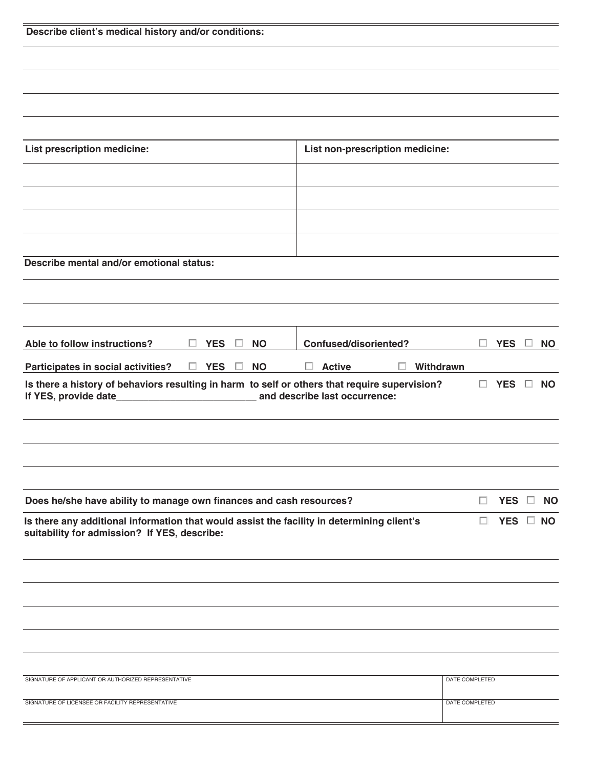**Describe client's medical history and/or conditions:**

| List prescription medicine: | List non-prescription medicine: |
|---|---|
| | |
| | |
| | |
| | |

**Describe mental and/or emotional status:**

| | | | |
|---|---|---|---|
| **Able to follow instructions?** | ☐ **YES** ☐ **NO** | **Confused/disoriented?** | ☐ **YES** ☐ **NO** |
| **Participates in social activities?** | ☐ **YES** ☐ **NO** | ☐ **Active** ☐ **Withdrawn** | |

**Is there a history of behaviors resulting in harm to self or others that require supervision?** ☐ **YES** ☐ **NO**
**If YES, provide date___________________________ and describe last occurrence:**

**Does he/she have ability to manage own finances and cash resources?** ☐ **YES** ☐ **NO**

**Is there any additional information that would assist the facility in determining client's suitability for admission? If YES, describe:** ☐ **YES** ☐ **NO**

| | |
|---|---|
| SIGNATURE OF APPLICANT OR AUTHORIZED REPRESENTATIVE | DATE COMPLETED |
| SIGNATURE OF LICENSEE OR FACILITY REPRESENTATIVE | DATE COMPLETED |